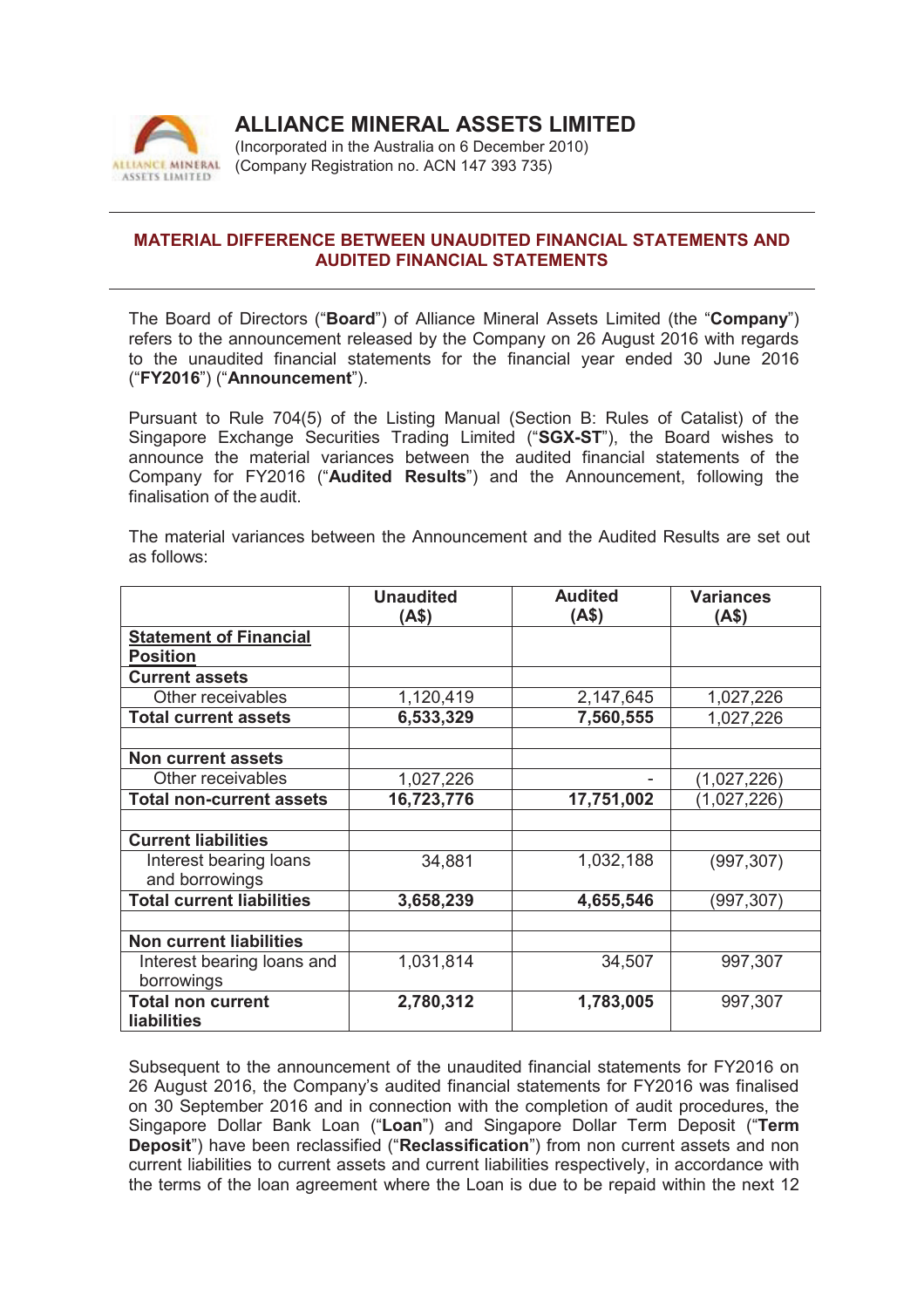# ALLIANCE MINERAL ASSETS LIMITED

(Incorporated in the Australia on 6 December 2010)
(Company Registration no. ACN 147 393 735)

## MATERIAL DIFFERENCE BETWEEN UNAUDITED FINANCIAL STATEMENTS AND AUDITED FINANCIAL STATEMENTS

The Board of Directors ("**Board**") of Alliance Mineral Assets Limited (the "**Company**") refers to the announcement released by the Company on 26 August 2016 with regards to the unaudited financial statements for the financial year ended 30 June 2016 ("**FY2016**") ("**Announcement**").

Pursuant to Rule 704(5) of the Listing Manual (Section B: Rules of Catalist) of the Singapore Exchange Securities Trading Limited ("**SGX-ST**"), the Board wishes to announce the material variances between the audited financial statements of the Company for FY2016 ("**Audited Results**") and the Announcement, following the finalisation of the audit.

The material variances between the Announcement and the Audited Results are set out as follows:

| | **Unaudited (A$)** | **Audited (A$)** | **Variances (A$)** |
|---|---|---|---|
| **Statement of Financial Position** | | | |
| **Current assets** | | | |
| Other receivables | 1,120,419 | 2,147,645 | 1,027,226 |
| **Total current assets** | **6,533,329** | **7,560,555** | 1,027,226 |
| | | | |
| **Non current assets** | | | |
| Other receivables | 1,027,226 | - | (1,027,226) |
| **Total non-current assets** | **16,723,776** | **17,751,002** | (1,027,226) |
| | | | |
| **Current liabilities** | | | |
| Interest bearing loans and borrowings | 34,881 | 1,032,188 | (997,307) |
| **Total current liabilities** | **3,658,239** | **4,655,546** | (997,307) |
| | | | |
| **Non current liabilities** | | | |
| Interest bearing loans and borrowings | 1,031,814 | 34,507 | 997,307 |
| **Total non current liabilities** | **2,780,312** | **1,783,005** | 997,307 |

Subsequent to the announcement of the unaudited financial statements for FY2016 on 26 August 2016, the Company's audited financial statements for FY2016 was finalised on 30 September 2016 and in connection with the completion of audit procedures, the Singapore Dollar Bank Loan ("**Loan**") and Singapore Dollar Term Deposit ("**Term Deposit**") have been reclassified ("**Reclassification**") from non current assets and non current liabilities to current assets and current liabilities respectively, in accordance with the terms of the loan agreement where the Loan is due to be repaid within the next 12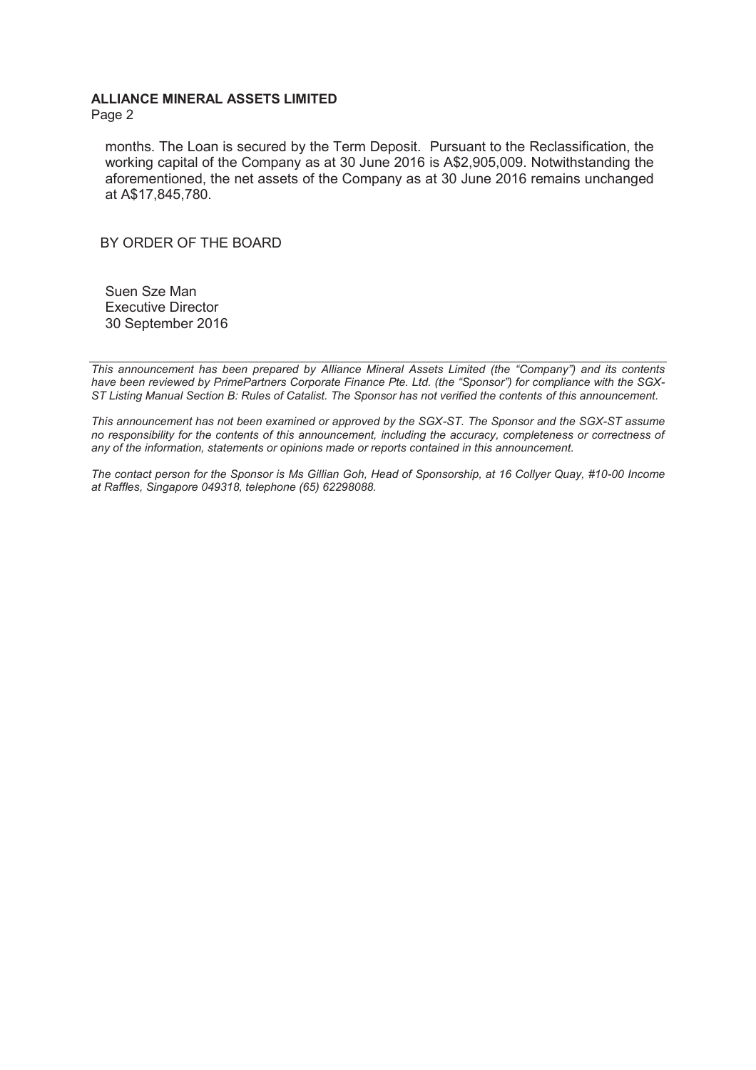months. The Loan is secured by the Term Deposit. Pursuant to the Reclassification, the working capital of the Company as at 30 June 2016 is A$2,905,009. Notwithstanding the aforementioned, the net assets of the Company as at 30 June 2016 remains unchanged at A$17,845,780.

BY ORDER OF THE BOARD

Suen Sze Man
Executive Director
30 September 2016

---

*This announcement has been prepared by Alliance Mineral Assets Limited (the "Company") and its contents have been reviewed by PrimePartners Corporate Finance Pte. Ltd. (the "Sponsor") for compliance with the SGX-ST Listing Manual Section B: Rules of Catalist. The Sponsor has not verified the contents of this announcement.*

*This announcement has not been examined or approved by the SGX-ST. The Sponsor and the SGX-ST assume no responsibility for the contents of this announcement, including the accuracy, completeness or correctness of any of the information, statements or opinions made or reports contained in this announcement.*

*The contact person for the Sponsor is Ms Gillian Goh, Head of Sponsorship, at 16 Collyer Quay, #10-00 Income at Raffles, Singapore 049318, telephone (65) 62298088.*